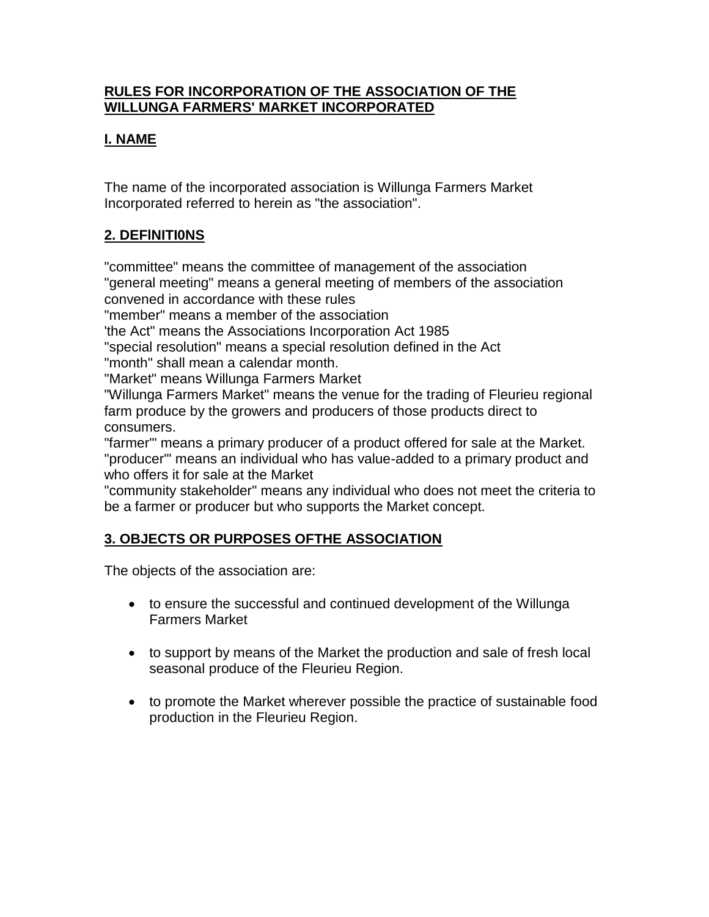## **RULES FOR INCORPORATION OF THE ASSOCIATION OF THE WILLUNGA FARMERS' MARKET INCORPORATED**

### **I. NAME**

The name of the incorporated association is Willunga Farmers Market Incorporated referred to herein as "the association".

### **2. DEFlNITI0NS**

"committee" means the committee of management of the association
"general meeting" means a general meeting of members of the association convened in accordance with these rules
"member" means a member of the association
'the Act" means the Associations Incorporation Act 1985
"special resolution" means a special resolution defined in the Act
"month" shall mean a calendar month.
"Market" means Willunga Farmers Market
"Willunga Farmers Market" means the venue for the trading of Fleurieu regional farm produce by the growers and producers of those products direct to consumers.
"farmer'" means a primary producer of a product offered for sale at the Market.
"producer'" means an individual who has value-added to a primary product and who offers it for sale at the Market
"community stakeholder" means any individual who does not meet the criteria to be a farmer or producer but who supports the Market concept.

### **3. OBJECTS OR PURPOSES OFTHE ASSOCIATION**

The objects of the association are:

- to ensure the successful and continued development of the Willunga Farmers Market
- to support by means of the Market the production and sale of fresh local seasonal produce of the Fleurieu Region.
- to promote the Market wherever possible the practice of sustainable food production in the Fleurieu Region.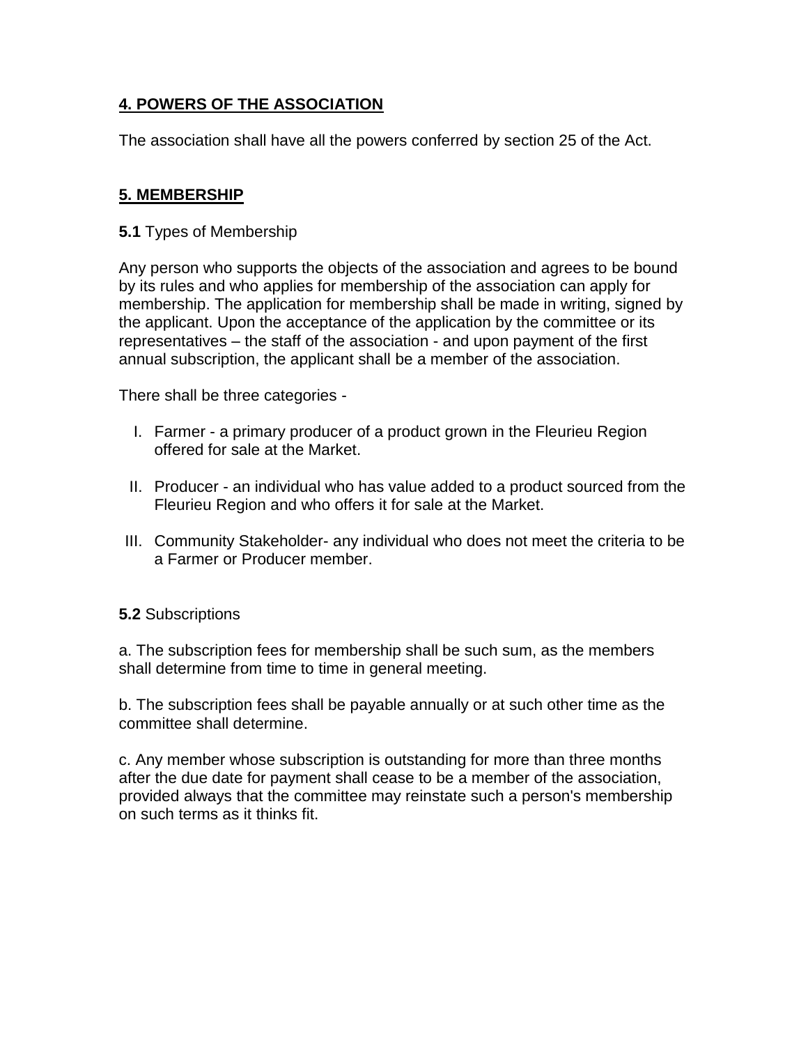## 4. POWERS OF THE ASSOCIATION

The association shall have all the powers conferred by section 25 of the Act.

## 5. MEMBERSHIP

**5.1** Types of Membership

Any person who supports the objects of the association and agrees to be bound by its rules and who applies for membership of the association can apply for membership. The application for membership shall be made in writing, signed by the applicant. Upon the acceptance of the application by the committee or its representatives – the staff of the association - and upon payment of the first annual subscription, the applicant shall be a member of the association.

There shall be three categories -

I. Farmer - a primary producer of a product grown in the Fleurieu Region offered for sale at the Market.

II. Producer - an individual who has value added to a product sourced from the Fleurieu Region and who offers it for sale at the Market.

III. Community Stakeholder- any individual who does not meet the criteria to be a Farmer or Producer member.

**5.2** Subscriptions

a. The subscription fees for membership shall be such sum, as the members shall determine from time to time in general meeting.

b. The subscription fees shall be payable annually or at such other time as the committee shall determine.

c. Any member whose subscription is outstanding for more than three months after the due date for payment shall cease to be a member of the association, provided always that the committee may reinstate such a person's membership on such terms as it thinks fit.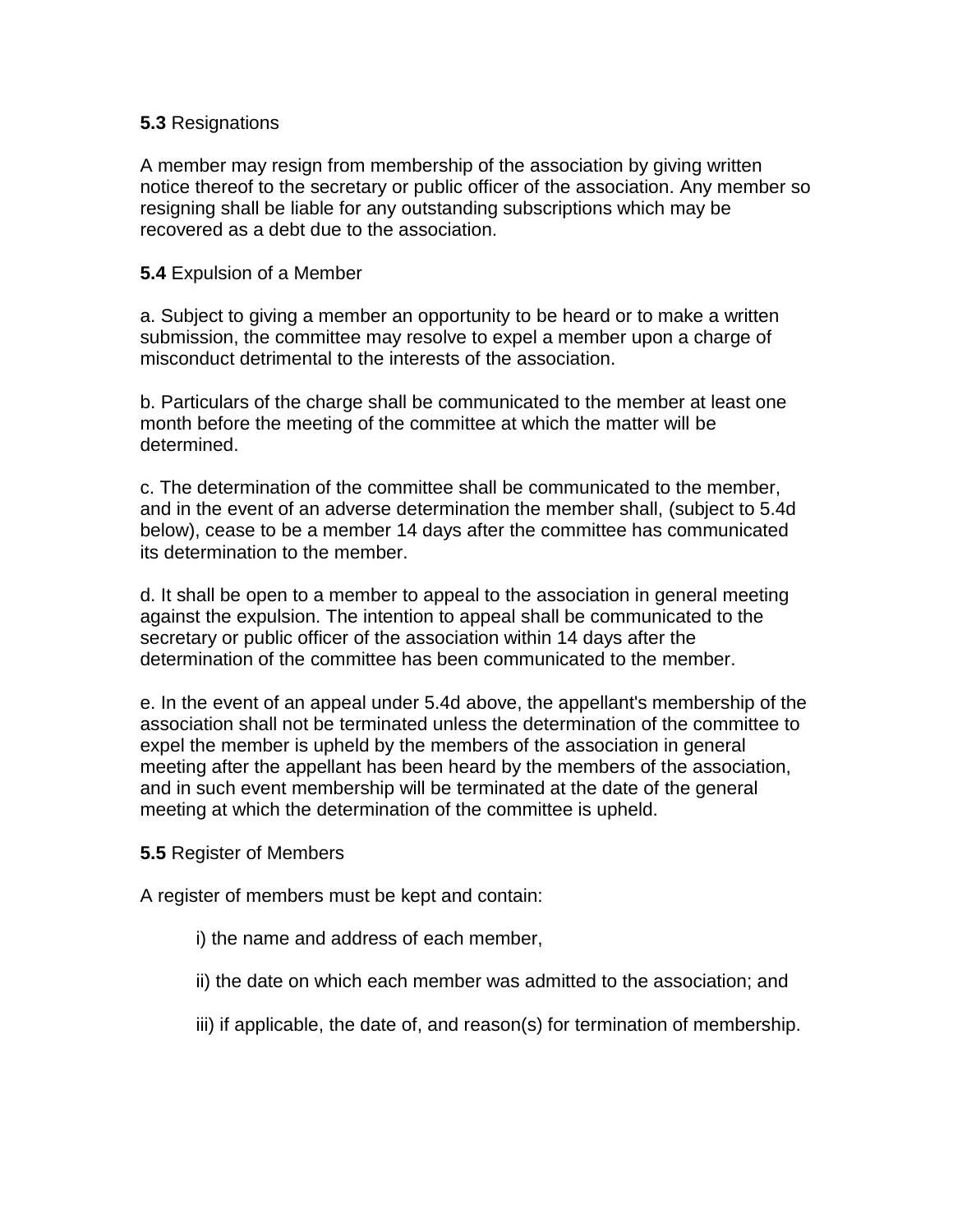**5.3** Resignations

A member may resign from membership of the association by giving written notice thereof to the secretary or public officer of the association. Any member so resigning shall be liable for any outstanding subscriptions which may be recovered as a debt due to the association.

**5.4** Expulsion of a Member

a. Subject to giving a member an opportunity to be heard or to make a written submission, the committee may resolve to expel a member upon a charge of misconduct detrimental to the interests of the association.

b. Particulars of the charge shall be communicated to the member at least one month before the meeting of the committee at which the matter will be determined.

c. The determination of the committee shall be communicated to the member, and in the event of an adverse determination the member shall, (subject to 5.4d below), cease to be a member 14 days after the committee has communicated its determination to the member.

d. It shall be open to a member to appeal to the association in general meeting against the expulsion. The intention to appeal shall be communicated to the secretary or public officer of the association within 14 days after the determination of the committee has been communicated to the member.

e. In the event of an appeal under 5.4d above, the appellant's membership of the association shall not be terminated unless the determination of the committee to expel the member is upheld by the members of the association in general meeting after the appellant has been heard by the members of the association, and in such event membership will be terminated at the date of the general meeting at which the determination of the committee is upheld.

**5.5** Register of Members

A register of members must be kept and contain:

i) the name and address of each member,

ii) the date on which each member was admitted to the association; and

iii) if applicable, the date of, and reason(s) for termination of membership.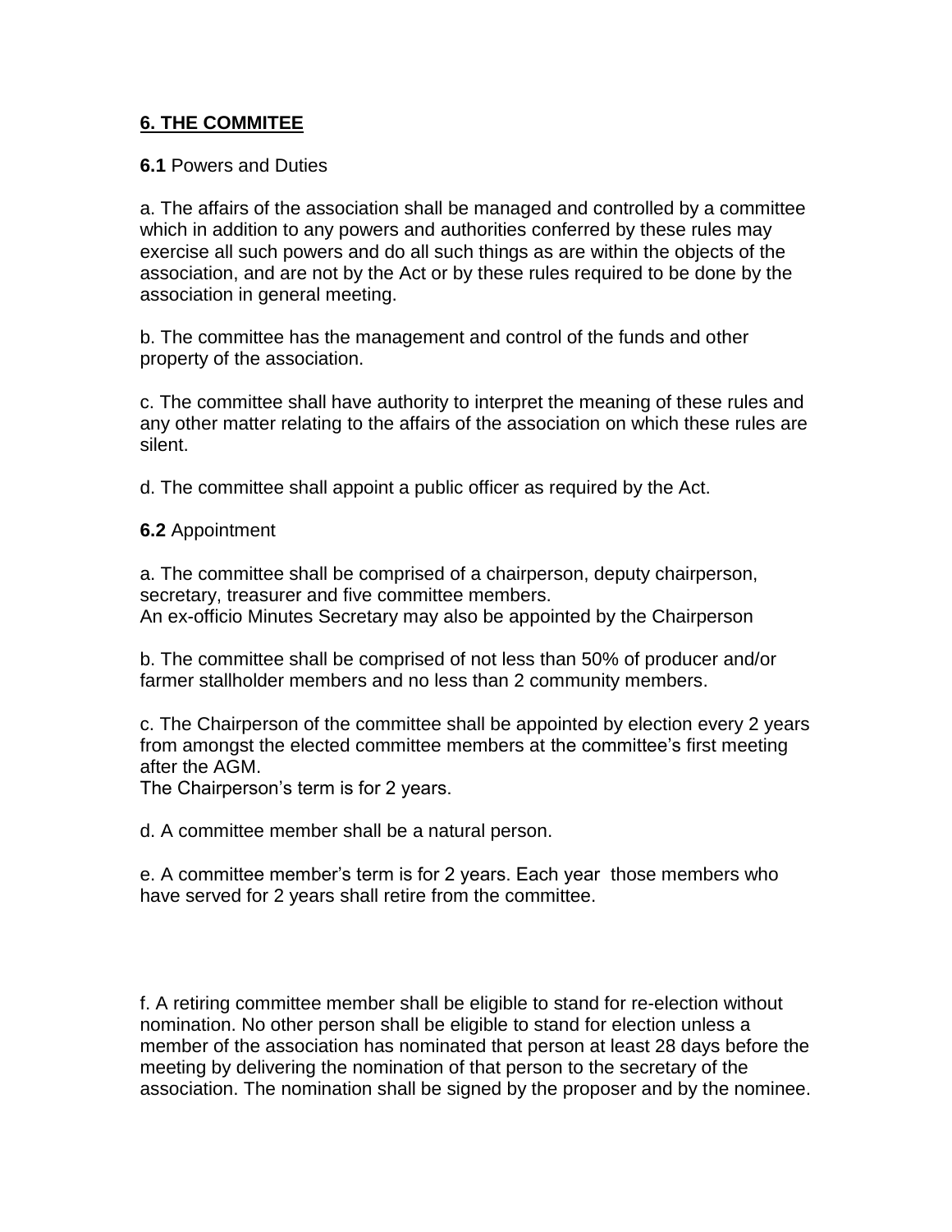## **6. THE COMMITEE**

**6.1** Powers and Duties

a. The affairs of the association shall be managed and controlled by a committee which in addition to any powers and authorities conferred by these rules may exercise all such powers and do all such things as are within the objects of the association, and are not by the Act or by these rules required to be done by the association in general meeting.

b. The committee has the management and control of the funds and other property of the association.

c. The committee shall have authority to interpret the meaning of these rules and any other matter relating to the affairs of the association on which these rules are silent.

d. The committee shall appoint a public officer as required by the Act.

**6.2** Appointment

a. The committee shall be comprised of a chairperson, deputy chairperson, secretary, treasurer and five committee members.
An ex-officio Minutes Secretary may also be appointed by the Chairperson

b. The committee shall be comprised of not less than 50% of producer and/or farmer stallholder members and no less than 2 community members.

c. The Chairperson of the committee shall be appointed by election every 2 years from amongst the elected committee members at the committee's first meeting after the AGM.
The Chairperson's term is for 2 years.

d. A committee member shall be a natural person.

e. A committee member's term is for 2 years. Each year those members who have served for 2 years shall retire from the committee.

f. A retiring committee member shall be eligible to stand for re-election without nomination. No other person shall be eligible to stand for election unless a member of the association has nominated that person at least 28 days before the meeting by delivering the nomination of that person to the secretary of the association. The nomination shall be signed by the proposer and by the nominee.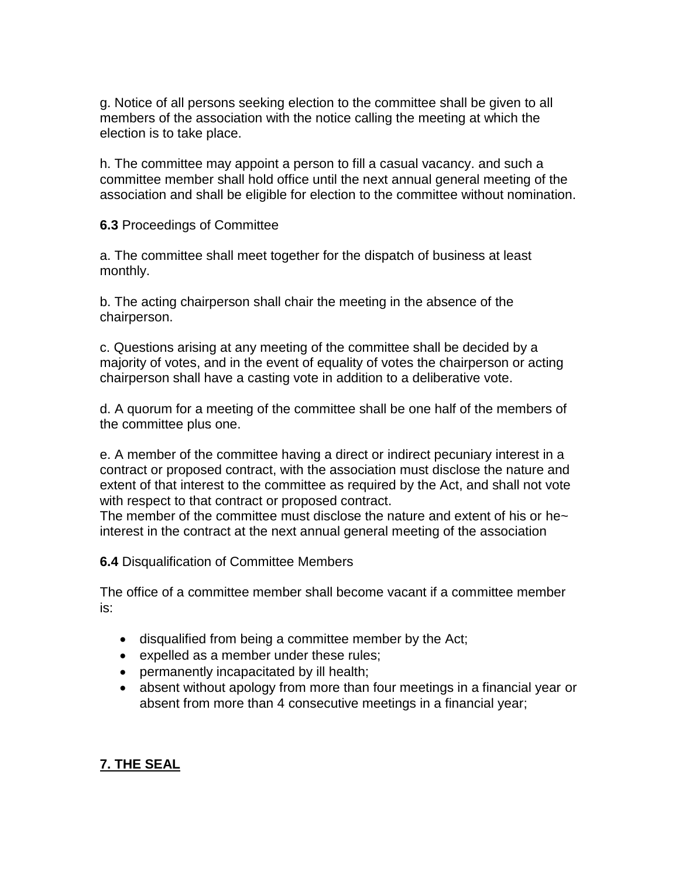g. Notice of all persons seeking election to the committee shall be given to all members of the association with the notice calling the meeting at which the election is to take place.

h. The committee may appoint a person to fill a casual vacancy. and such a committee member shall hold office until the next annual general meeting of the association and shall be eligible for election to the committee without nomination.

**6.3** Proceedings of Committee

a. The committee shall meet together for the dispatch of business at least monthly.

b. The acting chairperson shall chair the meeting in the absence of the chairperson.

c. Questions arising at any meeting of the committee shall be decided by a majority of votes, and in the event of equality of votes the chairperson or acting chairperson shall have a casting vote in addition to a deliberative vote.

d. A quorum for a meeting of the committee shall be one half of the members of the committee plus one.

e. A member of the committee having a direct or indirect pecuniary interest in a contract or proposed contract, with the association must disclose the nature and extent of that interest to the committee as required by the Act, and shall not vote with respect to that contract or proposed contract.
The member of the committee must disclose the nature and extent of his or he~ interest in the contract at the next annual general meeting of the association

**6.4** Disqualification of Committee Members

The office of a committee member shall become vacant if a committee member is:

- disqualified from being a committee member by the Act;
- expelled as a member under these rules;
- permanently incapacitated by ill health;
- absent without apology from more than four meetings in a financial year or absent from more than 4 consecutive meetings in a financial year;

## 7. THE SEAL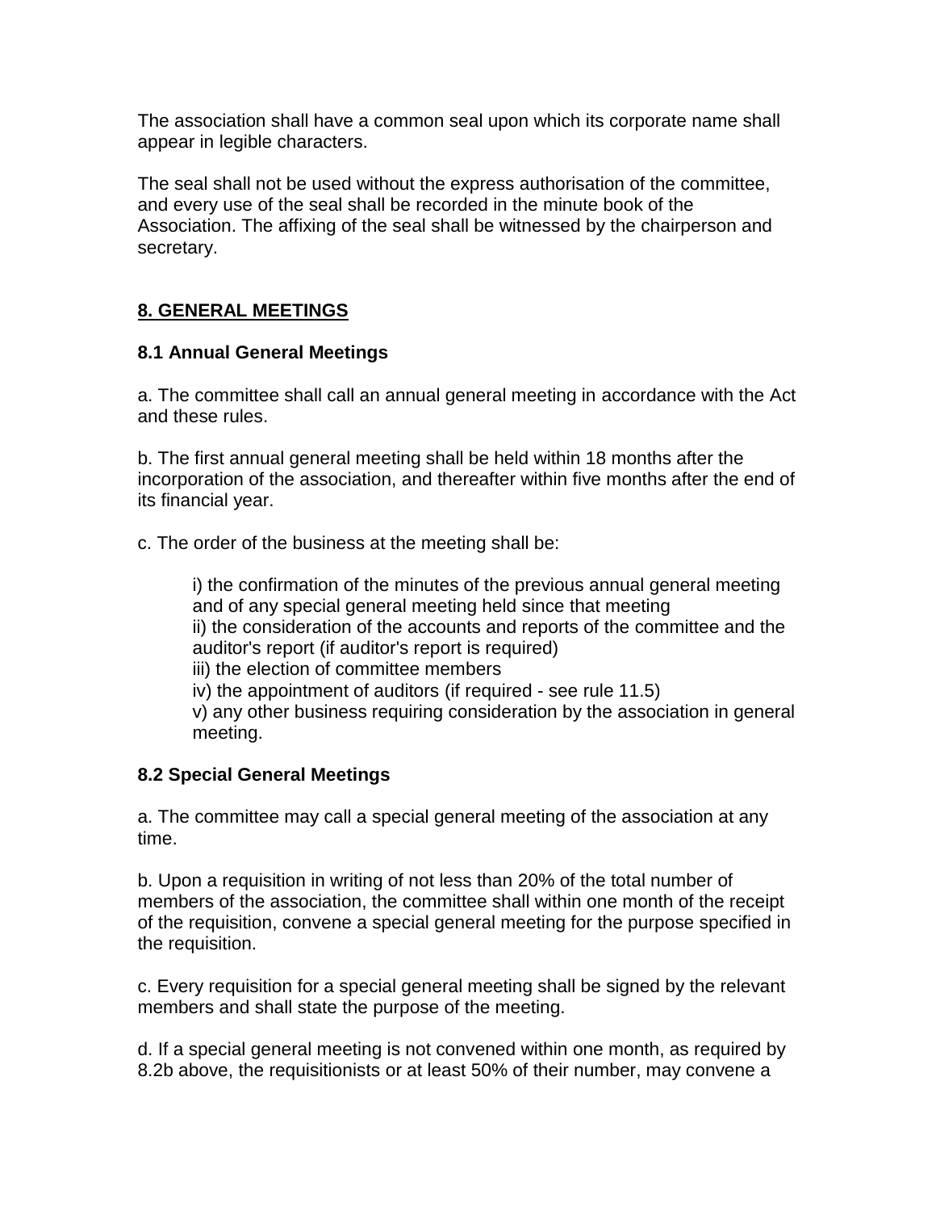The association shall have a common seal upon which its corporate name shall appear in legible characters.

The seal shall not be used without the express authorisation of the committee, and every use of the seal shall be recorded in the minute book of the Association. The affixing of the seal shall be witnessed by the chairperson and secretary.

## **8. GENERAL MEETINGS**

### 8.1 Annual General Meetings

a. The committee shall call an annual general meeting in accordance with the Act and these rules.

b. The first annual general meeting shall be held within 18 months after the incorporation of the association, and thereafter within five months after the end of its financial year.

c. The order of the business at the meeting shall be:

> i) the confirmation of the minutes of the previous annual general meeting and of any special general meeting held since that meeting
> ii) the consideration of the accounts and reports of the committee and the auditor's report (if auditor's report is required)
> iii) the election of committee members
> iv) the appointment of auditors (if required - see rule 11.5)
> v) any other business requiring consideration by the association in general meeting.

### 8.2 Special General Meetings

a. The committee may call a special general meeting of the association at any time.

b. Upon a requisition in writing of not less than 20% of the total number of members of the association, the committee shall within one month of the receipt of the requisition, convene a special general meeting for the purpose specified in the requisition.

c. Every requisition for a special general meeting shall be signed by the relevant members and shall state the purpose of the meeting.

d. If a special general meeting is not convened within one month, as required by 8.2b above, the requisitionists or at least 50% of their number, may convene a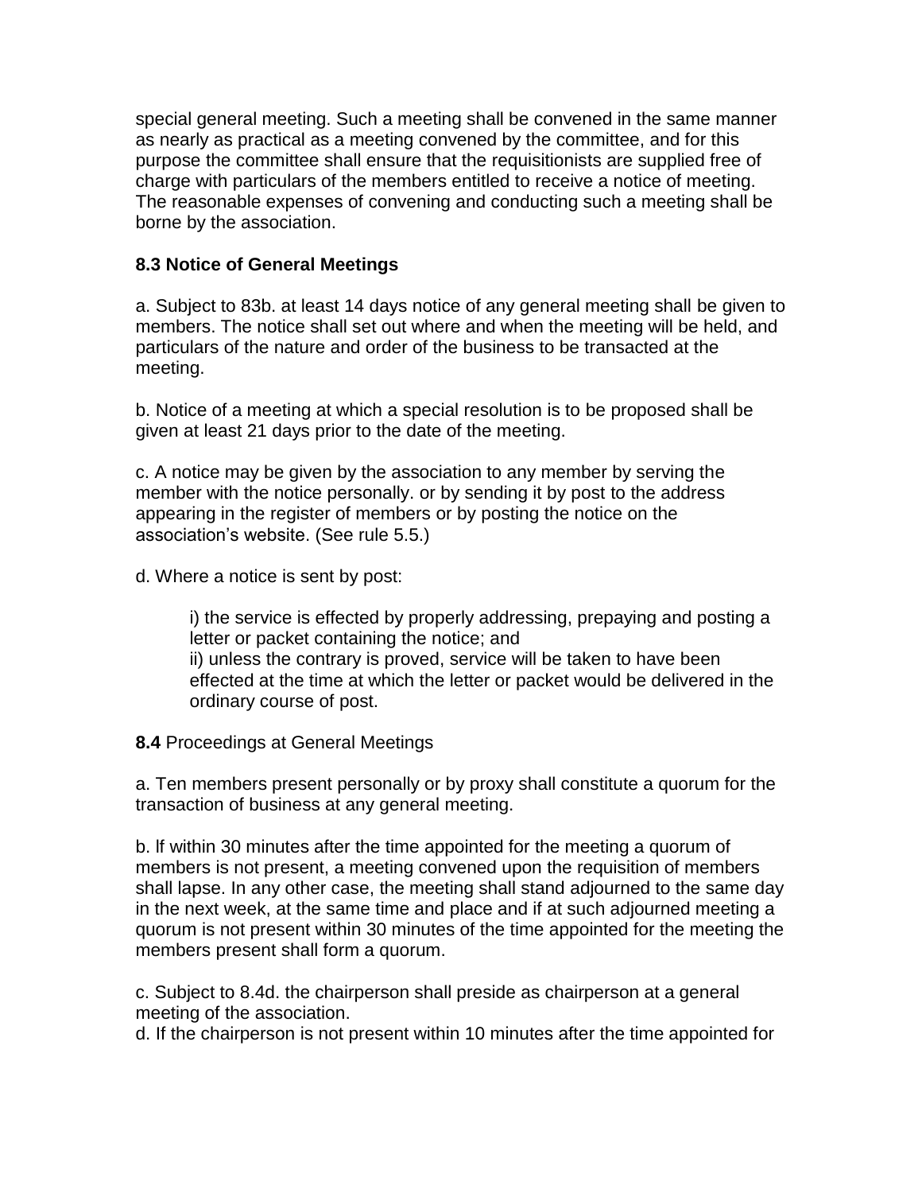special general meeting. Such a meeting shall be convened in the same manner as nearly as practical as a meeting convened by the committee, and for this purpose the committee shall ensure that the requisitionists are supplied free of charge with particulars of the members entitled to receive a notice of meeting. The reasonable expenses of convening and conducting such a meeting shall be borne by the association.

**8.3 Notice of General Meetings**

a. Subject to 83b. at least 14 days notice of any general meeting shall be given to members. The notice shall set out where and when the meeting will be held, and particulars of the nature and order of the business to be transacted at the meeting.

b. Notice of a meeting at which a special resolution is to be proposed shall be given at least 21 days prior to the date of the meeting.

c. A notice may be given by the association to any member by serving the member with the notice personally. or by sending it by post to the address appearing in the register of members or by posting the notice on the association's website. (See rule 5.5.)

d. Where a notice is sent by post:

> i) the service is effected by properly addressing, prepaying and posting a letter or packet containing the notice; and
> ii) unless the contrary is proved, service will be taken to have been effected at the time at which the letter or packet would be delivered in the ordinary course of post.

**8.4** Proceedings at General Meetings

a. Ten members present personally or by proxy shall constitute a quorum for the transaction of business at any general meeting.

b. lf within 30 minutes after the time appointed for the meeting a quorum of members is not present, a meeting convened upon the requisition of members shall lapse. In any other case, the meeting shall stand adjourned to the same day in the next week, at the same time and place and if at such adjourned meeting a quorum is not present within 30 minutes of the time appointed for the meeting the members present shall form a quorum.

c. Subject to 8.4d. the chairperson shall preside as chairperson at a general meeting of the association.
d. If the chairperson is not present within 10 minutes after the time appointed for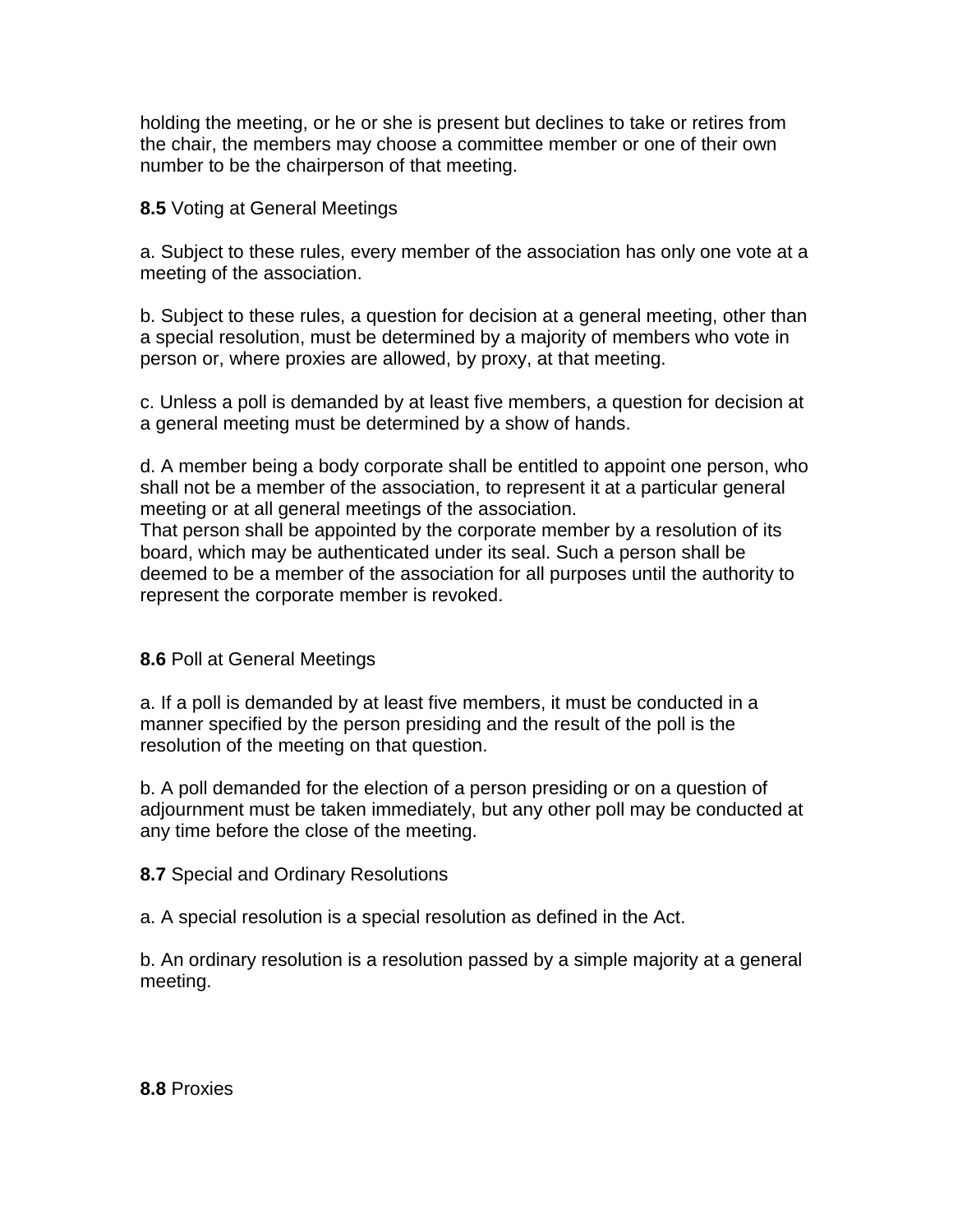holding the meeting, or he or she is present but declines to take or retires from the chair, the members may choose a committee member or one of their own number to be the chairperson of that meeting.

**8.5** Voting at General Meetings

a. Subject to these rules, every member of the association has only one vote at a meeting of the association.

b. Subject to these rules, a question for decision at a general meeting, other than a special resolution, must be determined by a majority of members who vote in person or, where proxies are allowed, by proxy, at that meeting.

c. Unless a poll is demanded by at least five members, a question for decision at a general meeting must be determined by a show of hands.

d. A member being a body corporate shall be entitled to appoint one person, who shall not be a member of the association, to represent it at a particular general meeting or at all general meetings of the association.
That person shall be appointed by the corporate member by a resolution of its board, which may be authenticated under its seal. Such a person shall be deemed to be a member of the association for all purposes until the authority to represent the corporate member is revoked.

**8.6** Poll at General Meetings

a. If a poll is demanded by at least five members, it must be conducted in a manner specified by the person presiding and the result of the poll is the resolution of the meeting on that question.

b. A poll demanded for the election of a person presiding or on a question of adjournment must be taken immediately, but any other poll may be conducted at any time before the close of the meeting.

**8.7** Special and Ordinary Resolutions

a. A special resolution is a special resolution as defined in the Act.

b. An ordinary resolution is a resolution passed by a simple majority at a general meeting.

**8.8** Proxies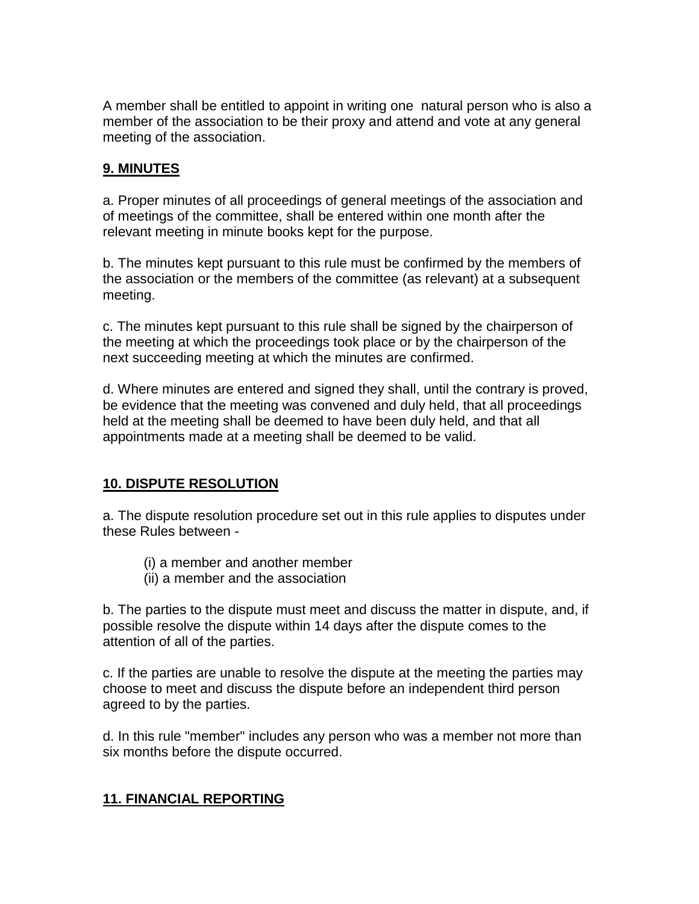A member shall be entitled to appoint in writing one natural person who is also a member of the association to be their proxy and attend and vote at any general meeting of the association.

## **9. MINUTES**

a. Proper minutes of all proceedings of general meetings of the association and of meetings of the committee, shall be entered within one month after the relevant meeting in minute books kept for the purpose.

b. The minutes kept pursuant to this rule must be confirmed by the members of the association or the members of the committee (as relevant) at a subsequent meeting.

c. The minutes kept pursuant to this rule shall be signed by the chairperson of the meeting at which the proceedings took place or by the chairperson of the next succeeding meeting at which the minutes are confirmed.

d. Where minutes are entered and signed they shall, until the contrary is proved, be evidence that the meeting was convened and duly held, that all proceedings held at the meeting shall be deemed to have been duly held, and that all appointments made at a meeting shall be deemed to be valid.

## **10. DISPUTE RESOLUTION**

a. The dispute resolution procedure set out in this rule applies to disputes under these Rules between -

(i) a member and another member
(ii) a member and the association

b. The parties to the dispute must meet and discuss the matter in dispute, and, if possible resolve the dispute within 14 days after the dispute comes to the attention of all of the parties.

c. If the parties are unable to resolve the dispute at the meeting the parties may choose to meet and discuss the dispute before an independent third person agreed to by the parties.

d. In this rule "member" includes any person who was a member not more than six months before the dispute occurred.

## **11. FINANCIAL REPORTING**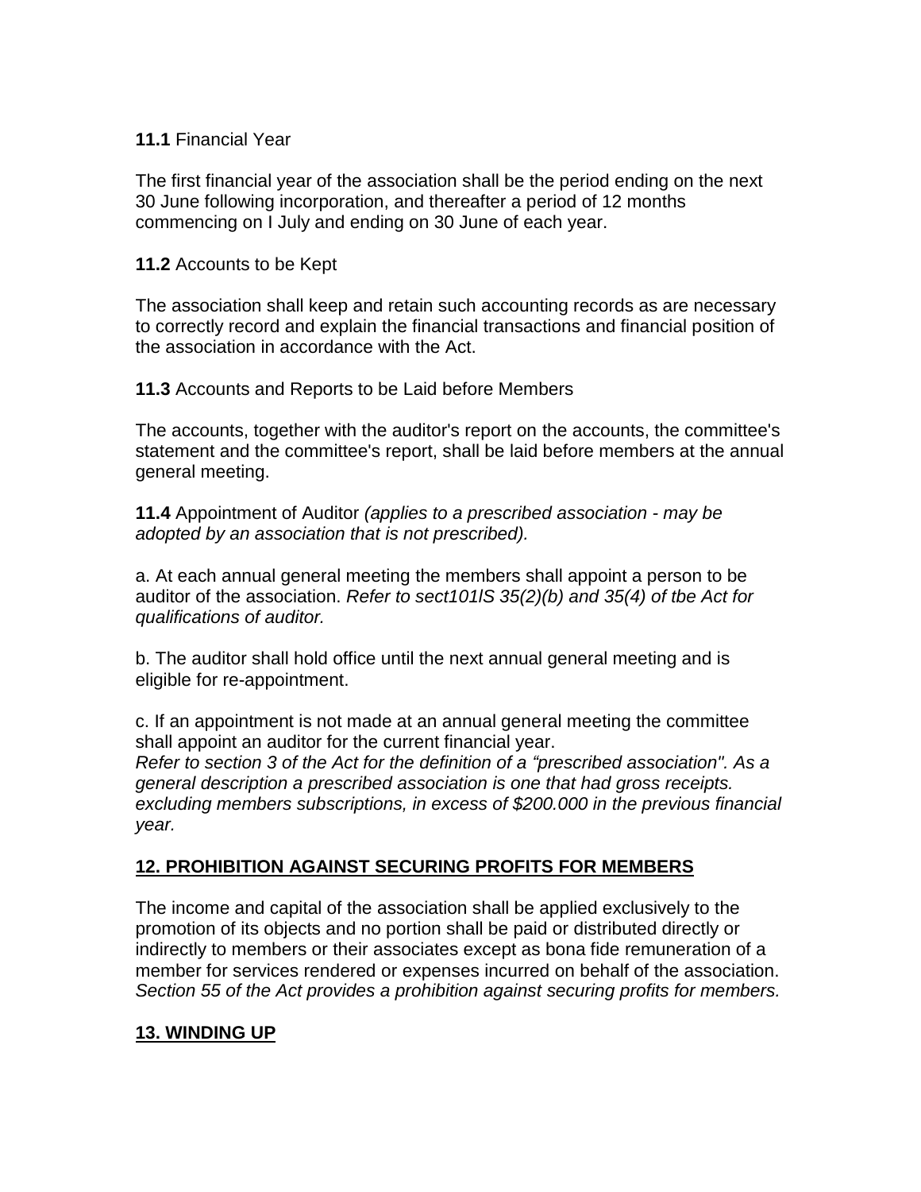**11.1** Financial Year

The first financial year of the association shall be the period ending on the next 30 June following incorporation, and thereafter a period of 12 months commencing on I July and ending on 30 June of each year.

**11.2** Accounts to be Kept

The association shall keep and retain such accounting records as are necessary to correctly record and explain the financial transactions and financial position of the association in accordance with the Act.

**11.3** Accounts and Reports to be Laid before Members

The accounts, together with the auditor's report on the accounts, the committee's statement and the committee's report, shall be laid before members at the annual general meeting.

**11.4** Appointment of Auditor *(applies to a prescribed association - may be adopted by an association that is not prescribed).*

a. At each annual general meeting the members shall appoint a person to be auditor of the association. *Refer to sect101lS 35(2)(b) and 35(4) of tbe Act for qualifications of auditor.*

b. The auditor shall hold office until the next annual general meeting and is eligible for re-appointment.

c. If an appointment is not made at an annual general meeting the committee shall appoint an auditor for the current financial year.
*Refer to section 3 of the Act for the definition of a "prescribed association". As a general description a prescribed association is one that had gross receipts. excluding members subscriptions, in excess of $200.000 in the previous financial year.*

## <u>12. PROHIBITION AGAINST SECURING PROFITS FOR MEMBERS</u>

The income and capital of the association shall be applied exclusively to the promotion of its objects and no portion shall be paid or distributed directly or indirectly to members or their associates except as bona fide remuneration of a member for services rendered or expenses incurred on behalf of the association.
*Section 55 of the Act provides a prohibition against securing profits for members.*

## <u>13. WINDING UP</u>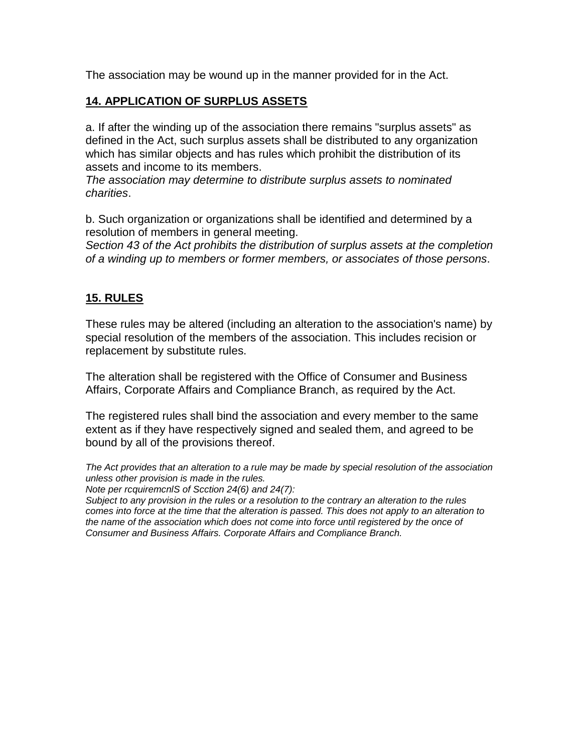The association may be wound up in the manner provided for in the Act.

## 14. APPLICATION OF SURPLUS ASSETS

a. If after the winding up of the association there remains "surplus assets" as defined in the Act, such surplus assets shall be distributed to any organization which has similar objects and has rules which prohibit the distribution of its assets and income to its members.
*The association may determine to distribute surplus assets to nominated charities*.

b. Such organization or organizations shall be identified and determined by a resolution of members in general meeting.
*Section 43 of the Act prohibits the distribution of surplus assets at the completion of a winding up to members or former members, or associates of those persons*.

## 15. RULES

These rules may be altered (including an alteration to the association's name) by special resolution of the members of the association. This includes recision or replacement by substitute rules.

The alteration shall be registered with the Office of Consumer and Business Affairs, Corporate Affairs and Compliance Branch, as required by the Act.

The registered rules shall bind the association and every member to the same extent as if they have respectively signed and sealed them, and agreed to be bound by all of the provisions thereof.

*The Act provides that an alteration to a rule may be made by special resolution of the association unless other provision is made in the rules.*
*Note per rcquiremcnlS of Scction 24(6) and 24(7):*
*Subject to any provision in the rules or a resolution to the contrary an alteration to the rules comes into force at the time that the alteration is passed. This does not apply to an alteration to the name of the association which does not come into force until registered by the once of Consumer and Business Affairs. Corporate Affairs and Compliance Branch.*